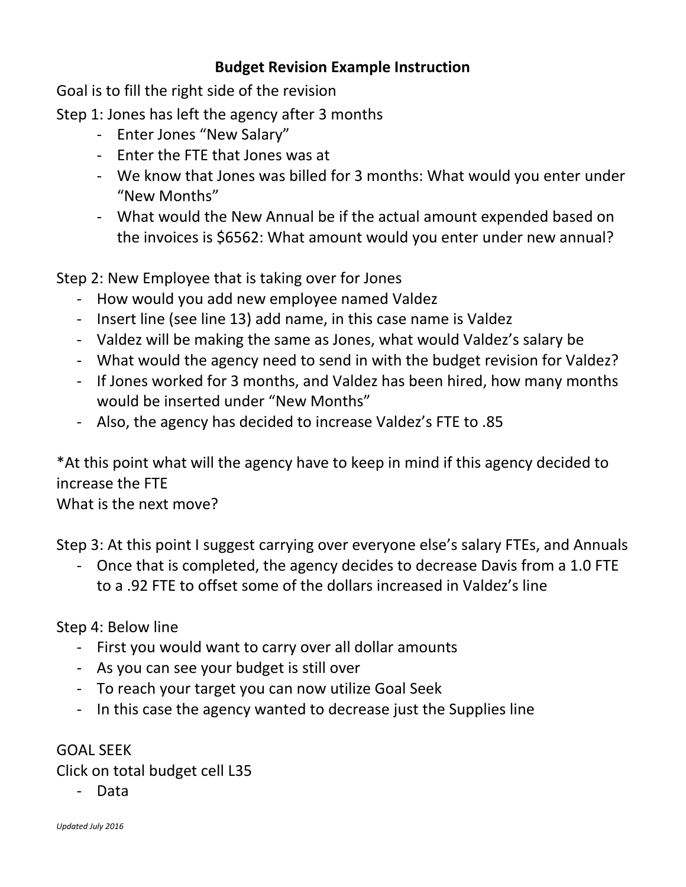# Budget Revision Example Instruction

Goal is to fill the right side of the revision

Step 1: Jones has left the agency after 3 months

- Enter Jones "New Salary"
- Enter the FTE that Jones was at
- We know that Jones was billed for 3 months: What would you enter under "New Months"
- What would the New Annual be if the actual amount expended based on the invoices is $6562: What amount would you enter under new annual?

Step 2: New Employee that is taking over for Jones

- How would you add new employee named Valdez
- Insert line (see line 13) add name, in this case name is Valdez
- Valdez will be making the same as Jones, what would Valdez's salary be
- What would the agency need to send in with the budget revision for Valdez?
- If Jones worked for 3 months, and Valdez has been hired, how many months would be inserted under "New Months"
- Also, the agency has decided to increase Valdez's FTE to .85

*At this point what will the agency have to keep in mind if this agency decided to increase the FTE

What is the next move?

Step 3: At this point I suggest carrying over everyone else's salary FTEs, and Annuals

- Once that is completed, the agency decides to decrease Davis from a 1.0 FTE to a .92 FTE to offset some of the dollars increased in Valdez's line

Step 4: Below line

- First you would want to carry over all dollar amounts
- As you can see your budget is still over
- To reach your target you can now utilize Goal Seek
- In this case the agency wanted to decrease just the Supplies line

GOAL SEEK

Click on total budget cell L35

- Data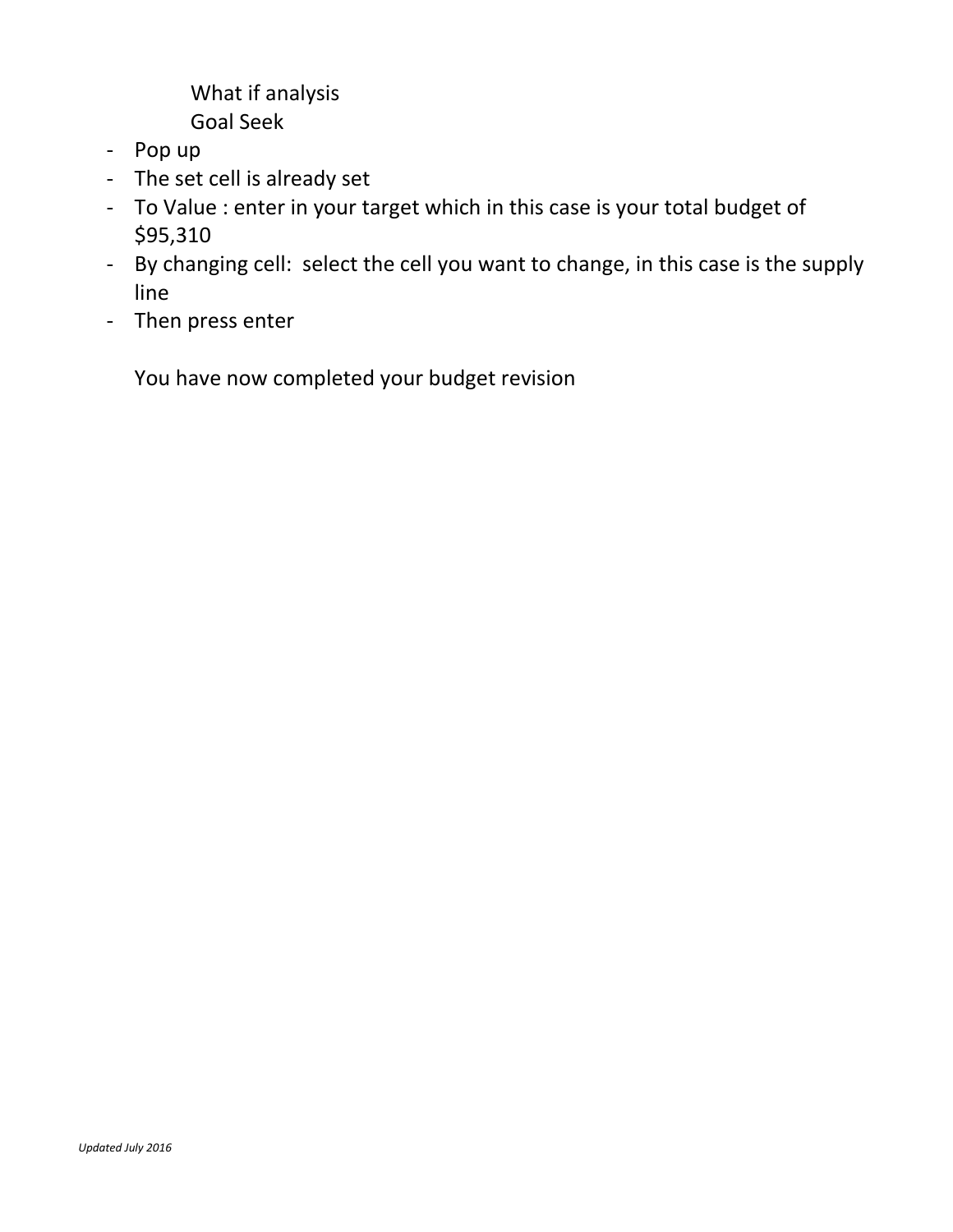What if analysis

Goal Seek

- Pop up
- The set cell is already set
- To Value : enter in your target which in this case is your total budget of $95,310
- By changing cell: select the cell you want to change, in this case is the supply line
- Then press enter

You have now completed your budget revision

*Updated July 2016*